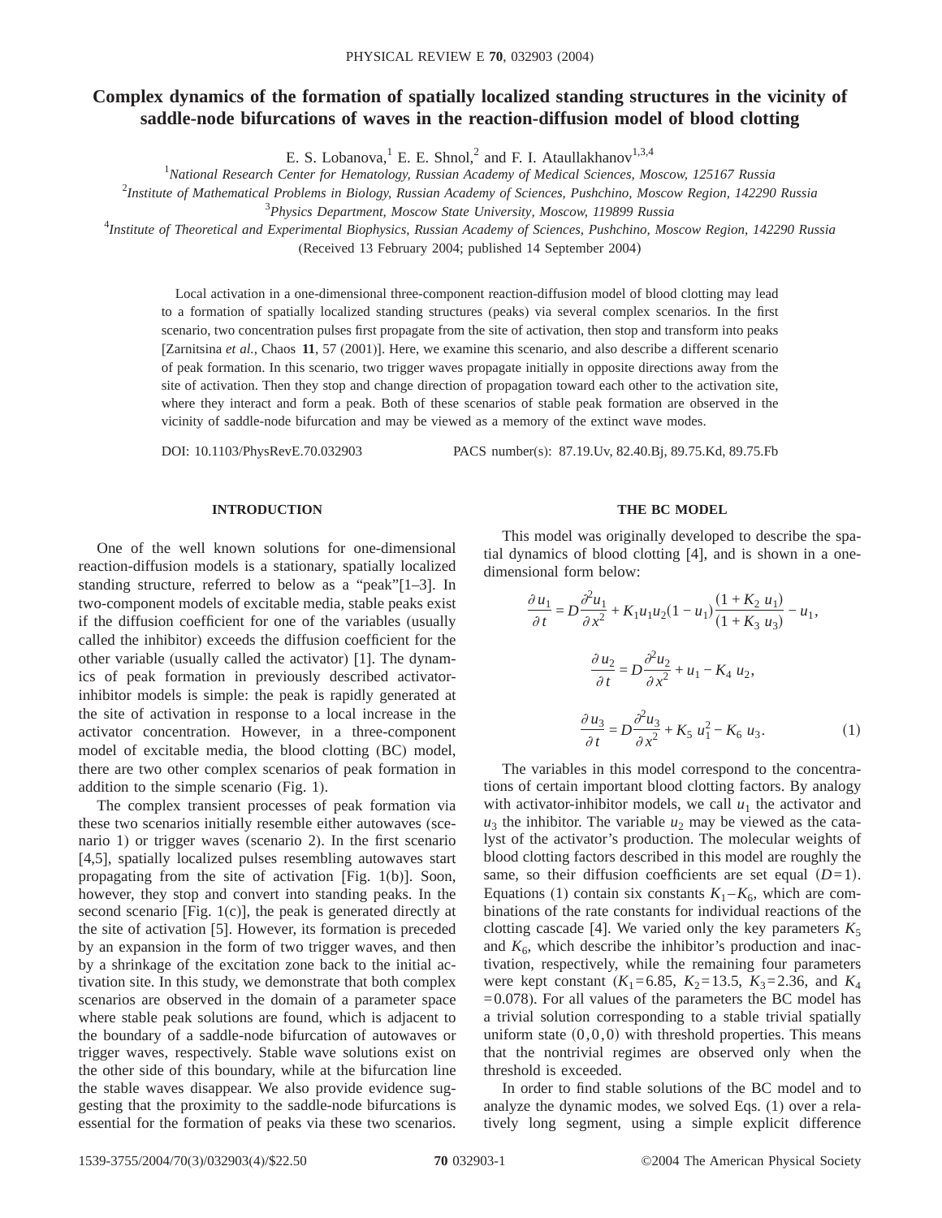# Complex dynamics of the formation of spatially localized standing structures in the vicinity of saddle-node bifurcations of waves in the reaction-diffusion model of blood clotting

E. S. Lobanova,[1] E. E. Shnol,[2] and F. I. Ataullakhanov[1,3,4]

[1]*National Research Center for Hematology, Russian Academy of Medical Sciences, Moscow, 125167 Russia*

[2]*Institute of Mathematical Problems in Biology, Russian Academy of Sciences, Pushchino, Moscow Region, 142290 Russia*

[3]*Physics Department, Moscow State University, Moscow, 119899 Russia*

[4]*Institute of Theoretical and Experimental Biophysics, Russian Academy of Sciences, Pushchino, Moscow Region, 142290 Russia*

(Received 13 February 2004; published 14 September 2004)

Local activation in a one-dimensional three-component reaction-diffusion model of blood clotting may lead to a formation of spatially localized standing structures (peaks) via several complex scenarios. In the first scenario, two concentration pulses first propagate from the site of activation, then stop and transform into peaks [Zarnitsina *et al.*, Chaos **11**, 57 (2001)]. Here, we examine this scenario, and also describe a different scenario of peak formation. In this scenario, two trigger waves propagate initially in opposite directions away from the site of activation. Then they stop and change direction of propagation toward each other to the activation site, where they interact and form a peak. Both of these scenarios of stable peak formation are observed in the vicinity of saddle-node bifurcation and may be viewed as a memory of the extinct wave modes.

DOI: 10.1103/PhysRevE.70.032903 PACS number(s): 87.19.Uv, 82.40.Bj, 89.75.Kd, 89.75.Fb

## INTRODUCTION

One of the well known solutions for one-dimensional reaction-diffusion models is a stationary, spatially localized standing structure, referred to below as a "peak"[1–3]. In two-component models of excitable media, stable peaks exist if the diffusion coefficient for one of the variables (usually called the inhibitor) exceeds the diffusion coefficient for the other variable (usually called the activator) [1]. The dynamics of peak formation in previously described activator-inhibitor models is simple: the peak is rapidly generated at the site of activation in response to a local increase in the activator concentration. However, in a three-component model of excitable media, the blood clotting (BC) model, there are two other complex scenarios of peak formation in addition to the simple scenario (Fig. 1).

The complex transient processes of peak formation via these two scenarios initially resemble either autowaves (scenario 1) or trigger waves (scenario 2). In the first scenario [4,5], spatially localized pulses resembling autowaves start propagating from the site of activation [Fig. 1(b)]. Soon, however, they stop and convert into standing peaks. In the second scenario [Fig. 1(c)], the peak is generated directly at the site of activation [5]. However, its formation is preceded by an expansion in the form of two trigger waves, and then by a shrinkage of the excitation zone back to the initial activation site. In this study, we demonstrate that both complex scenarios are observed in the domain of a parameter space where stable peak solutions are found, which is adjacent to the boundary of a saddle-node bifurcation of autowaves or trigger waves, respectively. Stable wave solutions exist on the other side of this boundary, while at the bifurcation line the stable waves disappear. We also provide evidence suggesting that the proximity to the saddle-node bifurcations is essential for the formation of peaks via these two scenarios.

## THE BC MODEL

This model was originally developed to describe the spatial dynamics of blood clotting [4], and is shown in a one-dimensional form below:

$$\frac{\partial u_1}{\partial t} = D\frac{\partial^2 u_1}{\partial x^2} + K_1 u_1 u_2 (1-u_1)\frac{(1+K_2\, u_1)}{(1+K_3\, u_3)} - u_1,$$

$$\frac{\partial u_2}{\partial t} = D\frac{\partial^2 u_2}{\partial x^2} + u_1 - K_4\, u_2,$$

$$\frac{\partial u_3}{\partial t} = D\frac{\partial^2 u_3}{\partial x^2} + K_5\, u_1^2 - K_6\, u_3. \tag{1}$$

The variables in this model correspond to the concentrations of certain important blood clotting factors. By analogy with activator-inhibitor models, we call $u_1$ the activator and $u_3$ the inhibitor. The variable $u_2$ may be viewed as the catalyst of the activator's production. The molecular weights of blood clotting factors described in this model are roughly the same, so their diffusion coefficients are set equal $(D=1)$. Equations (1) contain six constants $K_1$–$K_6$, which are combinations of the rate constants for individual reactions of the clotting cascade [4]. We varied only the key parameters $K_5$ and $K_6$, which describe the inhibitor's production and inactivation, respectively, while the remaining four parameters were kept constant ($K_1=6.85$, $K_2=13.5$, $K_3=2.36$, and $K_4=0.078$). For all values of the parameters the BC model has a trivial solution corresponding to a stable trivial spatially uniform state $(0,0,0)$ with threshold properties. This means that the nontrivial regimes are observed only when the threshold is exceeded.

In order to find stable solutions of the BC model and to analyze the dynamic modes, we solved Eqs. (1) over a relatively long segment, using a simple explicit difference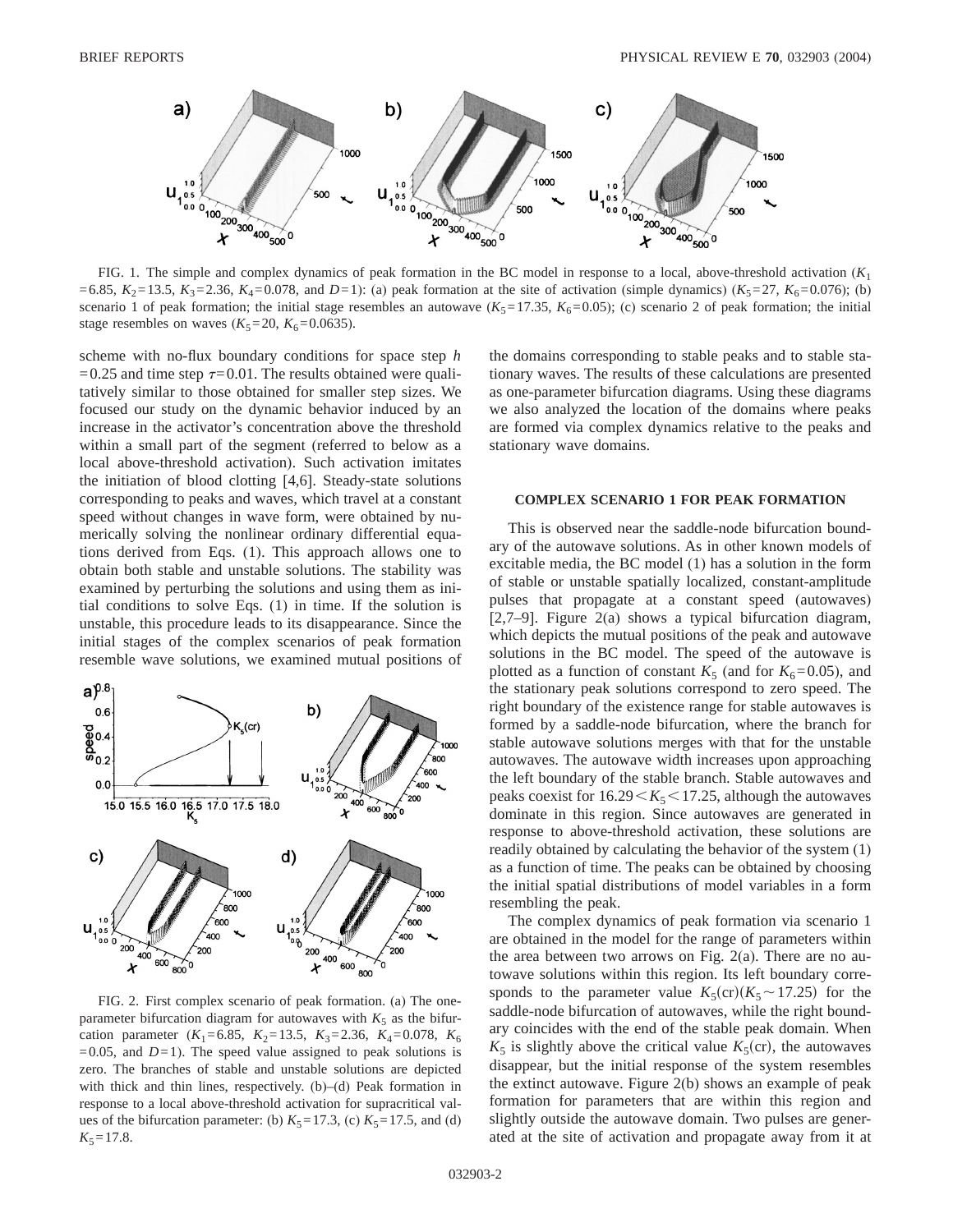FIG. 1. The simple and complex dynamics of peak formation in the BC model in response to a local, above-threshold activation ($K_1 = 6.85$, $K_2 = 13.5$, $K_3 = 2.36$, $K_4 = 0.078$, and $D = 1$): (a) peak formation at the site of activation (simple dynamics) ($K_5 = 27$, $K_6 = 0.076$); (b) scenario 1 of peak formation; the initial stage resembles an autowave ($K_5 = 17.35$, $K_6 = 0.05$); (c) scenario 2 of peak formation; the initial stage resembles on waves ($K_5 = 20$, $K_6 = 0.0635$).

scheme with no-flux boundary conditions for space step $h = 0.25$ and time step $\tau = 0.01$. The results obtained were qualitatively similar to those obtained for smaller step sizes. We focused our study on the dynamic behavior induced by an increase in the activator's concentration above the threshold within a small part of the segment (referred to below as a local above-threshold activation). Such activation imitates the initiation of blood clotting [4,6]. Steady-state solutions corresponding to peaks and waves, which travel at a constant speed without changes in wave form, were obtained by numerically solving the nonlinear ordinary differential equations derived from Eqs. (1). This approach allows one to obtain both stable and unstable solutions. The stability was examined by perturbing the solutions and using them as initial conditions to solve Eqs. (1) in time. If the solution is unstable, this procedure leads to its disappearance. Since the initial stages of the complex scenarios of peak formation resemble wave solutions, we examined mutual positions of the domains corresponding to stable peaks and to stable stationary waves. The results of these calculations are presented as one-parameter bifurcation diagrams. Using these diagrams we also analyzed the location of the domains where peaks are formed via complex dynamics relative to the peaks and stationary wave domains.

FIG. 2. First complex scenario of peak formation. (a) The one-parameter bifurcation diagram for autowaves with $K_5$ as the bifurcation parameter ($K_1 = 6.85$, $K_2 = 13.5$, $K_3 = 2.36$, $K_4 = 0.078$, $K_6 = 0.05$, and $D = 1$). The speed value assigned to peak solutions is zero. The branches of stable and unstable solutions are depicted with thick and thin lines, respectively. (b)–(d) Peak formation in response to a local above-threshold activation for supracritical values of the bifurcation parameter: (b) $K_5 = 17.3$, (c) $K_5 = 17.5$, and (d) $K_5 = 17.8$.

## COMPLEX SCENARIO 1 FOR PEAK FORMATION

This is observed near the saddle-node bifurcation boundary of the autowave solutions. As in other known models of excitable media, the BC model (1) has a solution in the form of stable or unstable spatially localized, constant-amplitude pulses that propagate at a constant speed (autowaves) [2,7–9]. Figure 2(a) shows a typical bifurcation diagram, which depicts the mutual positions of the peak and autowave solutions in the BC model. The speed of the autowave is plotted as a function of constant $K_5$ (and for $K_6 = 0.05$), and the stationary peak solutions correspond to zero speed. The right boundary of the existence range for stable autowaves is formed by a saddle-node bifurcation, where the branch for stable autowave solutions merges with that for the unstable autowaves. The autowave width increases upon approaching the left boundary of the stable branch. Stable autowaves and peaks coexist for $16.29 < K_5 < 17.25$, although the autowaves dominate in this region. Since autowaves are generated in response to above-threshold activation, these solutions are readily obtained by calculating the behavior of the system (1) as a function of time. The peaks can be obtained by choosing the initial spatial distributions of model variables in a form resembling the peak.

The complex dynamics of peak formation via scenario 1 are obtained in the model for the range of parameters within the area between two arrows on Fig. 2(a). There are no autowave solutions within this region. Its left boundary corresponds to the parameter value $K_5(\mathrm{cr})$ ($K_5 \sim 17.25$) for the saddle-node bifurcation of autowaves, while the right boundary coincides with the end of the stable peak domain. When $K_5$ is slightly above the critical value $K_5(\mathrm{cr})$, the autowaves disappear, but the initial response of the system resembles the extinct autowave. Figure 2(b) shows an example of peak formation for parameters that are within this region and slightly outside the autowave domain. Two pulses are generated at the site of activation and propagate away from it at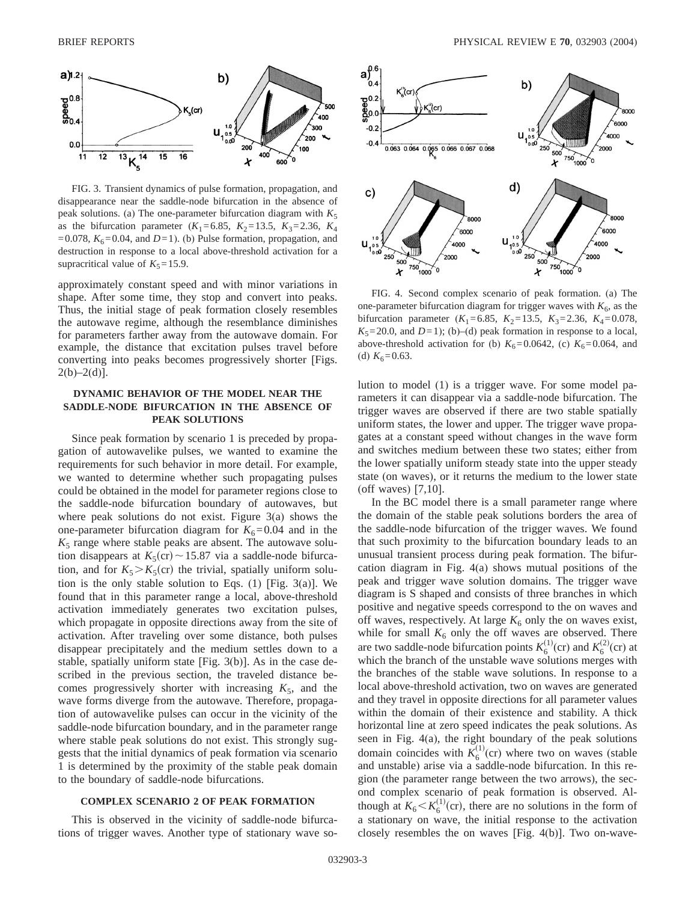FIG. 3. Transient dynamics of pulse formation, propagation, and disappearance near the saddle-node bifurcation in the absence of peak solutions. (a) The one-parameter bifurcation diagram with $K_5$ as the bifurcation parameter ($K_1=6.85$, $K_2=13.5$, $K_3=2.36$, $K_4=0.078$, $K_6=0.04$, and $D=1$). (b) Pulse formation, propagation, and destruction in response to a local above-threshold activation for a supracritical value of $K_5=15.9$.

approximately constant speed and with minor variations in shape. After some time, they stop and convert into peaks. Thus, the initial stage of peak formation closely resembles the autowave regime, although the resemblance diminishes for parameters farther away from the autowave domain. For example, the distance that excitation pulses travel before converting into peaks becomes progressively shorter [Figs. 2(b)–2(d)].

### DYNAMIC BEHAVIOR OF THE MODEL NEAR THE SADDLE-NODE BIFURCATION IN THE ABSENCE OF PEAK SOLUTIONS

Since peak formation by scenario 1 is preceded by propagation of autowavelike pulses, we wanted to examine the requirements for such behavior in more detail. For example, we wanted to determine whether such propagating pulses could be obtained in the model for parameter regions close to the saddle-node bifurcation boundary of autowaves, but where peak solutions do not exist. Figure 3(a) shows the one-parameter bifurcation diagram for $K_6=0.04$ and in the $K_5$ range where stable peaks are absent. The autowave solution disappears at $K_5(\text{cr})\sim 15.87$ via a saddle-node bifurcation, and for $K_5>K_5(\text{cr})$ the trivial, spatially uniform solution is the only stable solution to Eqs. (1) [Fig. 3(a)]. We found that in this parameter range a local, above-threshold activation immediately generates two excitation pulses, which propagate in opposite directions away from the site of activation. After traveling over some distance, both pulses disappear precipitately and the medium settles down to a stable, spatially uniform state [Fig. 3(b)]. As in the case described in the previous section, the traveled distance becomes progressively shorter with increasing $K_5$, and the wave forms diverge from the autowave. Therefore, propagation of autowavelike pulses can occur in the vicinity of the saddle-node bifurcation boundary, and in the parameter range where stable peak solutions do not exist. This strongly suggests that the initial dynamics of peak formation via scenario 1 is determined by the proximity of the stable peak domain to the boundary of saddle-node bifurcations.

### COMPLEX SCENARIO 2 OF PEAK FORMATION

This is observed in the vicinity of saddle-node bifurcations of trigger waves. Another type of stationary wave solution to model (1) is a trigger wave. For some model parameters it can disappear via a saddle-node bifurcation. The trigger waves are observed if there are two stable spatially uniform states, the lower and upper. The trigger wave propagates at a constant speed without changes in the wave form and switches medium between these two states; either from the lower spatially uniform steady state into the upper steady state (on waves), or it returns the medium to the lower state (off waves) [7,10].

FIG. 4. Second complex scenario of peak formation. (a) The one-parameter bifurcation diagram for trigger waves with $K_6$, as the bifurcation parameter ($K_1=6.85$, $K_2=13.5$, $K_3=2.36$, $K_4=0.078$, $K_5=20.0$, and $D=1$); (b)–(d) peak formation in response to a local, above-threshold activation for (b) $K_6=0.0642$, (c) $K_6=0.064$, and (d) $K_6=0.63$.

In the BC model there is a small parameter range where the domain of the stable peak solutions borders the area of the saddle-node bifurcation of the trigger waves. We found that such proximity to the bifurcation boundary leads to an unusual transient process during peak formation. The bifurcation diagram in Fig. 4(a) shows mutual positions of the peak and trigger wave solution domains. The trigger wave diagram is S shaped and consists of three branches in which positive and negative speeds correspond to the on waves and off waves, respectively. At large $K_6$ only the on waves exist, while for small $K_6$ only the off waves are observed. There are two saddle-node bifurcation points $K_6^{(1)}(\text{cr})$ and $K_6^{(2)}(\text{cr})$ at which the branch of the unstable wave solutions merges with the branches of the stable wave solutions. In response to a local above-threshold activation, two on waves are generated and they travel in opposite directions for all parameter values within the domain of their existence and stability. A thick horizontal line at zero speed indicates the peak solutions. As seen in Fig. 4(a), the right boundary of the peak solutions domain coincides with $K_6^{(1)}(\text{cr})$ where two on waves (stable and unstable) arise via a saddle-node bifurcation. In this region (the parameter range between the two arrows), the second complex scenario of peak formation is observed. Although at $K_6<K_6^{(1)}(\text{cr})$, there are no solutions in the form of a stationary on wave, the initial response to the activation closely resembles the on waves [Fig. 4(b)]. Two on-wave-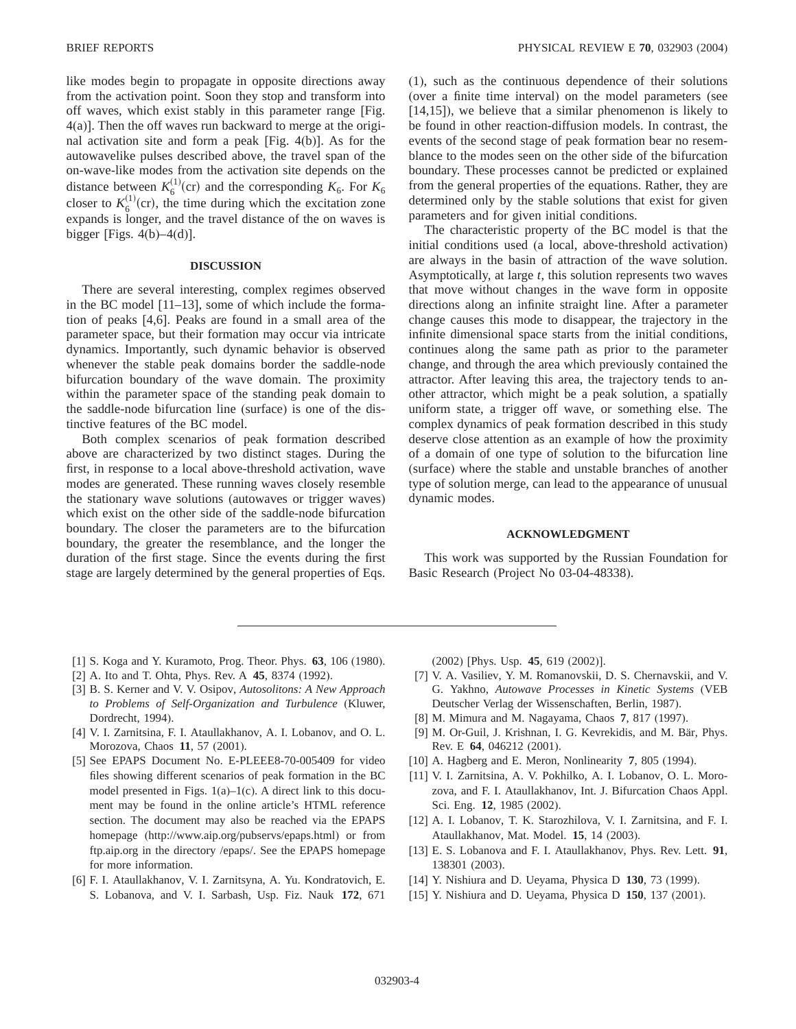like modes begin to propagate in opposite directions away from the activation point. Soon they stop and transform into off waves, which exist stably in this parameter range [Fig. 4(a)]. Then the off waves run backward to merge at the original activation site and form a peak [Fig. 4(b)]. As for the autowavelike pulses described above, the travel span of the on-wave-like modes from the activation site depends on the distance between $K_6^{(1)}(\mathrm{cr})$ and the corresponding $K_6$. For $K_6$ closer to $K_6^{(1)}(\mathrm{cr})$, the time during which the excitation zone expands is longer, and the travel distance of the on waves is bigger [Figs. 4(b)–4(d)].

## DISCUSSION

There are several interesting, complex regimes observed in the BC model [11–13], some of which include the formation of peaks [4,6]. Peaks are found in a small area of the parameter space, but their formation may occur via intricate dynamics. Importantly, such dynamic behavior is observed whenever the stable peak domains border the saddle-node bifurcation boundary of the wave domain. The proximity within the parameter space of the standing peak domain to the saddle-node bifurcation line (surface) is one of the distinctive features of the BC model.

Both complex scenarios of peak formation described above are characterized by two distinct stages. During the first, in response to a local above-threshold activation, wave modes are generated. These running waves closely resemble the stationary wave solutions (autowaves or trigger waves) which exist on the other side of the saddle-node bifurcation boundary. The closer the parameters are to the bifurcation boundary, the greater the resemblance, and the longer the duration of the first stage. Since the events during the first stage are largely determined by the general properties of Eqs. (1), such as the continuous dependence of their solutions (over a finite time interval) on the model parameters (see [14,15]), we believe that a similar phenomenon is likely to be found in other reaction-diffusion models. In contrast, the events of the second stage of peak formation bear no resemblance to the modes seen on the other side of the bifurcation boundary. These processes cannot be predicted or explained from the general properties of the equations. Rather, they are determined only by the stable solutions that exist for given parameters and for given initial conditions.

The characteristic property of the BC model is that the initial conditions used (a local, above-threshold activation) are always in the basin of attraction of the wave solution. Asymptotically, at large $t$, this solution represents two waves that move without changes in the wave form in opposite directions along an infinite straight line. After a parameter change causes this mode to disappear, the trajectory in the infinite dimensional space starts from the initial conditions, continues along the same path as prior to the parameter change, and through the area which previously contained the attractor. After leaving this area, the trajectory tends to another attractor, which might be a peak solution, a spatially uniform state, a trigger off wave, or something else. The complex dynamics of peak formation described in this study deserve close attention as an example of how the proximity of a domain of one type of solution to the bifurcation line (surface) where the stable and unstable branches of another type of solution merge, can lead to the appearance of unusual dynamic modes.

## ACKNOWLEDGMENT

This work was supported by the Russian Foundation for Basic Research (Project No 03-04-48338).

---

[1] S. Koga and Y. Kuramoto, Prog. Theor. Phys. **63**, 106 (1980).

[2] A. Ito and T. Ohta, Phys. Rev. A **45**, 8374 (1992).

[3] B. S. Kerner and V. V. Osipov, *Autosolitons: A New Approach to Problems of Self-Organization and Turbulence* (Kluwer, Dordrecht, 1994).

[4] V. I. Zarnitsina, F. I. Ataullakhanov, A. I. Lobanov, and O. L. Morozova, Chaos **11**, 57 (2001).

[5] See EPAPS Document No. E-PLEEE8-70-005409 for video files showing different scenarios of peak formation in the BC model presented in Figs. 1(a)–1(c). A direct link to this document may be found in the online article's HTML reference section. The document may also be reached via the EPAPS homepage (http://www.aip.org/pubservs/epaps.html) or from ftp.aip.org in the directory /epaps/. See the EPAPS homepage for more information.

[6] F. I. Ataullakhanov, V. I. Zarnitsyna, A. Yu. Kondratovich, E. S. Lobanova, and V. I. Sarbash, Usp. Fiz. Nauk **172**, 671 (2002) [Phys. Usp. **45**, 619 (2002)].

[7] V. A. Vasiliev, Y. M. Romanovskii, D. S. Chernavskii, and V. G. Yakhno, *Autowave Processes in Kinetic Systems* (VEB Deutscher Verlag der Wissenschaften, Berlin, 1987).

[8] M. Mimura and M. Nagayama, Chaos **7**, 817 (1997).

[9] M. Or-Guil, J. Krishnan, I. G. Kevrekidis, and M. Bär, Phys. Rev. E **64**, 046212 (2001).

[10] A. Hagberg and E. Meron, Nonlinearity **7**, 805 (1994).

[11] V. I. Zarnitsina, A. V. Pokhilko, A. I. Lobanov, O. L. Morozova, and F. I. Ataullakhanov, Int. J. Bifurcation Chaos Appl. Sci. Eng. **12**, 1985 (2002).

[12] A. I. Lobanov, T. K. Starozhilova, V. I. Zarnitsina, and F. I. Ataullakhanov, Mat. Model. **15**, 14 (2003).

[13] E. S. Lobanova and F. I. Ataullakhanov, Phys. Rev. Lett. **91**, 138301 (2003).

[14] Y. Nishiura and D. Ueyama, Physica D **130**, 73 (1999).

[15] Y. Nishiura and D. Ueyama, Physica D **150**, 137 (2001).